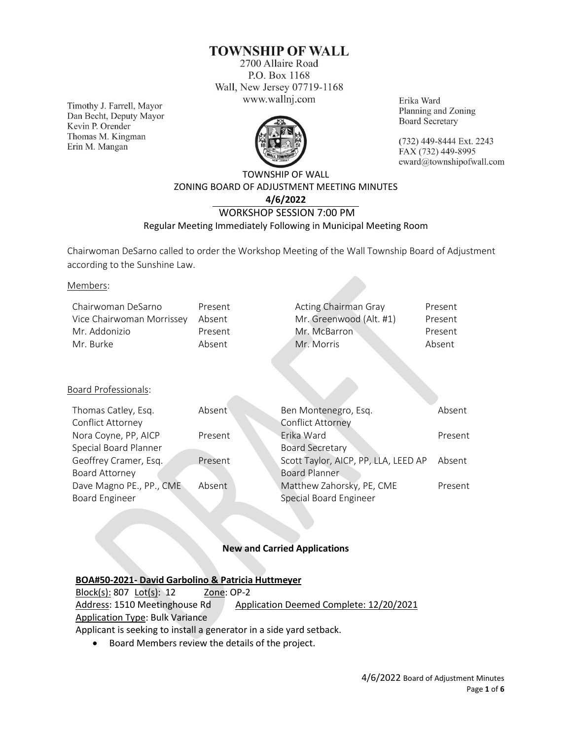# TOWNSHIP OF WALL

2700 Allaire Road
P.O. Box 1168
Wall, New Jersey 07719-1168
www.wallnj.com

Timothy J. Farrell, Mayor
Dan Becht, Deputy Mayor
Kevin P. Orender
Thomas M. Kingman
Erin M. Mangan

Erika Ward
Planning and Zoning
Board Secretary

(732) 449-8444 Ext. 2243
FAX (732) 449-8995
eward@townshipofwall.com

TOWNSHIP OF WALL
ZONING BOARD OF ADJUSTMENT MEETING MINUTES
**4/6/2022**
WORKSHOP SESSION 7:00 PM
Regular Meeting Immediately Following in Municipal Meeting Room

Chairwoman DeSarno called to order the Workshop Meeting of the Wall Township Board of Adjustment according to the Sunshine Law.

Members:

| | | | |
|---|---|---|---|
| Chairwoman DeSarno | Present | Acting Chairman Gray | Present |
| Vice Chairwoman Morrissey | Absent | Mr. Greenwood (Alt. #1) | Present |
| Mr. Addonizio | Present | Mr. McBarron | Present |
| Mr. Burke | Absent | Mr. Morris | Absent |

Board Professionals:

| | | | |
|---|---|---|---|
| Thomas Catley, Esq. Conflict Attorney | Absent | Ben Montenegro, Esq. Conflict Attorney | Absent |
| Nora Coyne, PP, AICP Special Board Planner | Present | Erika Ward Board Secretary | Present |
| Geoffrey Cramer, Esq. Board Attorney | Present | Scott Taylor, AICP, PP, LLA, LEED AP Board Planner | Absent |
| Dave Magno PE., PP., CME Board Engineer | Absent | Matthew Zahorsky, PE, CME Special Board Engineer | Present |

**New and Carried Applications**

**BOA#50-2021- David Garbolino & Patricia Huttmeyer**

Block(s): 807 Lot(s): 12 Zone: OP-2
Address: 1510 Meetinghouse Rd Application Deemed Complete: 12/20/2021
Application Type: Bulk Variance
Applicant is seeking to install a generator in a side yard setback.

- Board Members review the details of the project.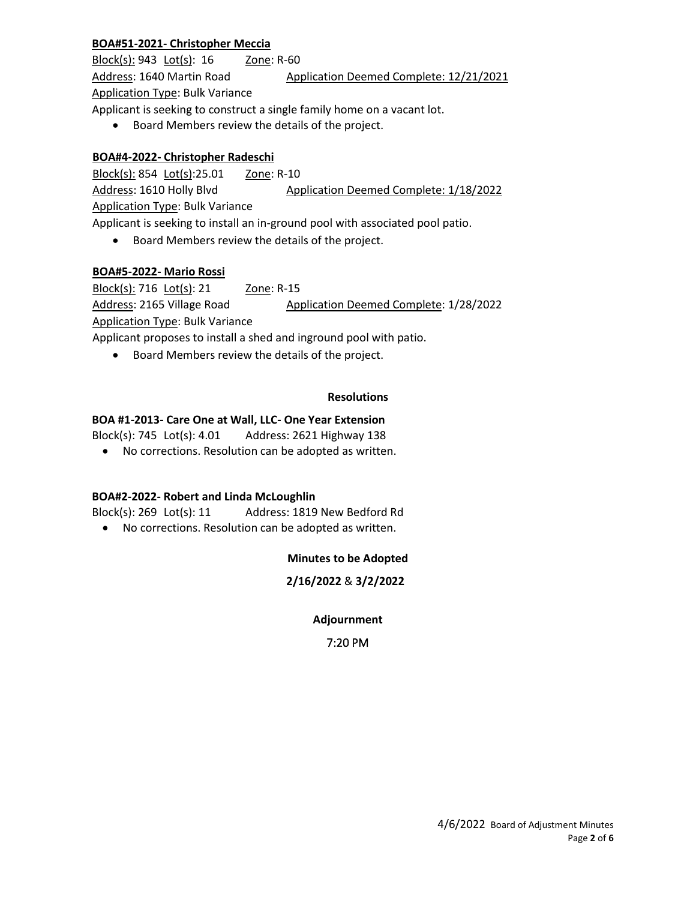**BOA#51-2021- Christopher Meccia**

Block(s): 943 Lot(s): 16 Zone: R-60

Address: 1640 Martin Road Application Deemed Complete: 12/21/2021

Application Type: Bulk Variance

Applicant is seeking to construct a single family home on a vacant lot.

- Board Members review the details of the project.

**BOA#4-2022- Christopher Radeschi**

Block(s): 854 Lot(s):25.01 Zone: R-10

Address: 1610 Holly Blvd Application Deemed Complete: 1/18/2022

Application Type: Bulk Variance

Applicant is seeking to install an in-ground pool with associated pool patio.

- Board Members review the details of the project.

**BOA#5-2022- Mario Rossi**

Block(s): 716 Lot(s): 21 Zone: R-15

Address: 2165 Village Road Application Deemed Complete: 1/28/2022

Application Type: Bulk Variance

Applicant proposes to install a shed and inground pool with patio.

- Board Members review the details of the project.

## Resolutions

**BOA #1-2013- Care One at Wall, LLC- One Year Extension**

Block(s): 745 Lot(s): 4.01 Address: 2621 Highway 138

- No corrections. Resolution can be adopted as written.

**BOA#2-2022- Robert and Linda McLoughlin**

Block(s): 269 Lot(s): 11 Address: 1819 New Bedford Rd

- No corrections. Resolution can be adopted as written.

## Minutes to be Adopted

**2/16/2022** & **3/2/2022**

## Adjournment

7:20 PM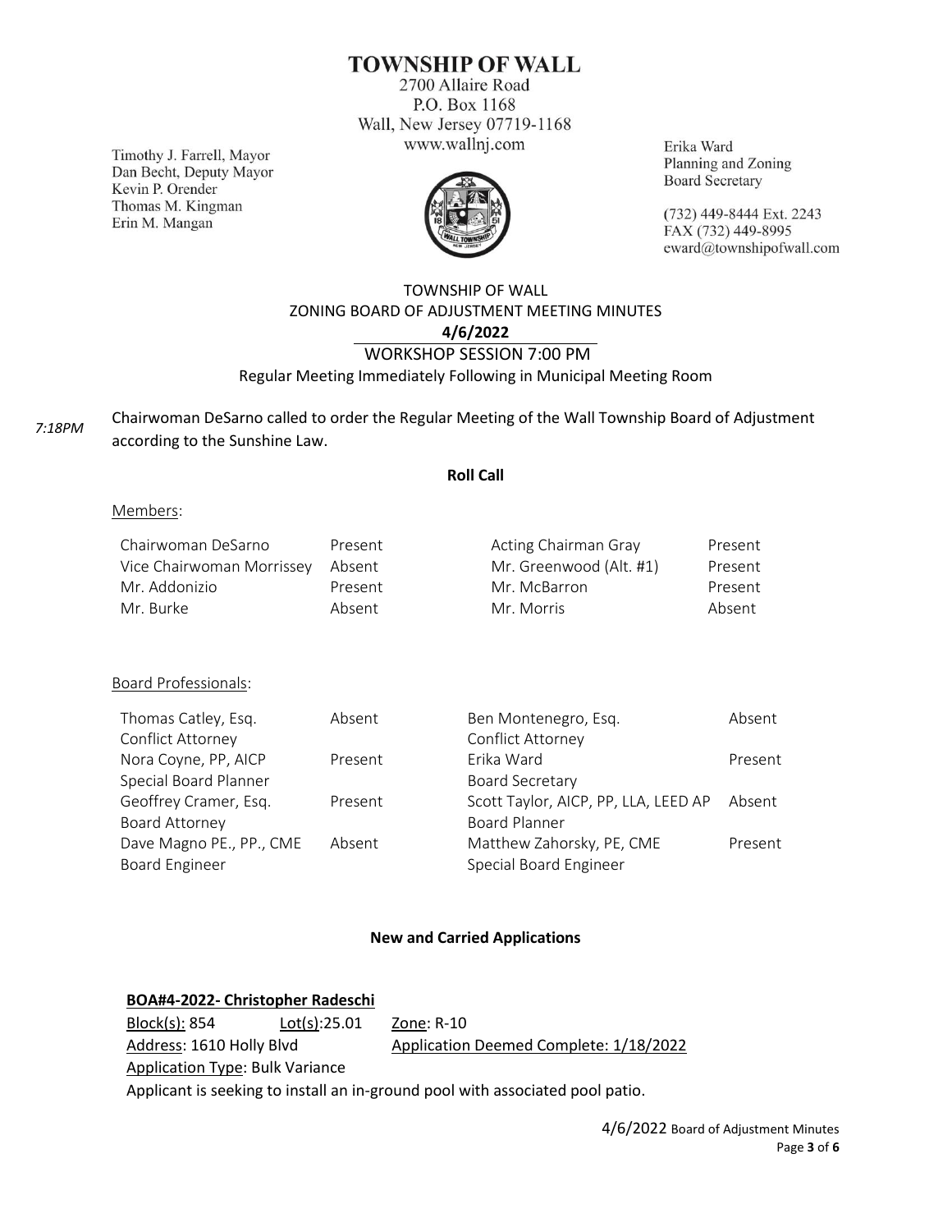# TOWNSHIP OF WALL

2700 Allaire Road
P.O. Box 1168
Wall, New Jersey 07719-1168
www.wallnj.com

Timothy J. Farrell, Mayor
Dan Becht, Deputy Mayor
Kevin P. Orender
Thomas M. Kingman
Erin M. Mangan

Erika Ward
Planning and Zoning
Board Secretary

(732) 449-8444 Ext. 2243
FAX (732) 449-8995
eward@townshipofwall.com

## TOWNSHIP OF WALL
## ZONING BOARD OF ADJUSTMENT MEETING MINUTES
## 4/6/2022

WORKSHOP SESSION 7:00 PM

Regular Meeting Immediately Following in Municipal Meeting Room

*7:18PM* Chairwoman DeSarno called to order the Regular Meeting of the Wall Township Board of Adjustment according to the Sunshine Law.

**Roll Call**

Members:

| | | | |
|---|---|---|---|
| Chairwoman DeSarno | Present | Acting Chairman Gray | Present |
| Vice Chairwoman Morrissey | Absent | Mr. Greenwood (Alt. #1) | Present |
| Mr. Addonizio | Present | Mr. McBarron | Present |
| Mr. Burke | Absent | Mr. Morris | Absent |

Board Professionals:

| | | | |
|---|---|---|---|
| Thomas Catley, Esq. Conflict Attorney | Absent | Ben Montenegro, Esq. Conflict Attorney | Absent |
| Nora Coyne, PP, AICP Special Board Planner | Present | Erika Ward Board Secretary | Present |
| Geoffrey Cramer, Esq. Board Attorney | Present | Scott Taylor, AICP, PP, LLA, LEED AP Board Planner | Absent |
| Dave Magno PE., PP., CME Board Engineer | Absent | Matthew Zahorsky, PE, CME Special Board Engineer | Present |

**New and Carried Applications**

**BOA#4-2022- Christopher Radeschi**

Block(s): 854 Lot(s):25.01 Zone: R-10

Address: 1610 Holly Blvd Application Deemed Complete: 1/18/2022

Application Type: Bulk Variance

Applicant is seeking to install an in-ground pool with associated pool patio.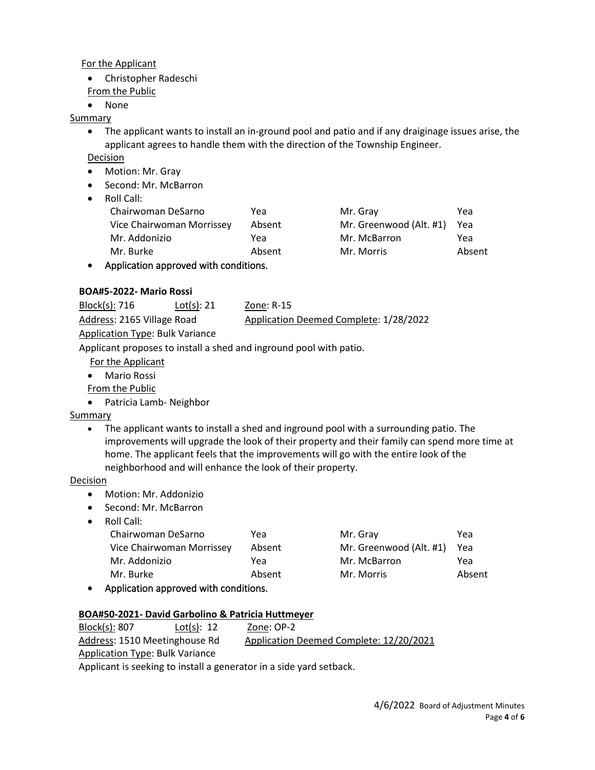For the Applicant

- Christopher Radeschi

From the Public

- None

Summary

- The applicant wants to install an in-ground pool and patio and if any draiginage issues arise, the applicant agrees to handle them with the direction of the Township Engineer.

Decision

- Motion: Mr. Gray
- Second: Mr. McBarron
- Roll Call:

| | | | |
|---|---|---|---|
| Chairwoman DeSarno | Yea | Mr. Gray | Yea |
| Vice Chairwoman Morrissey | Absent | Mr. Greenwood (Alt. #1) | Yea |
| Mr. Addonizio | Yea | Mr. McBarron | Yea |
| Mr. Burke | Absent | Mr. Morris | Absent |

- Application approved with conditions.

**BOA#5-2022- Mario Rossi**

Block(s): 716 Lot(s): 21 Zone: R-15

Address: 2165 Village Road Application Deemed Complete: 1/28/2022

Application Type: Bulk Variance

Applicant proposes to install a shed and inground pool with patio.

For the Applicant

- Mario Rossi

From the Public

- Patricia Lamb- Neighbor

Summary

- The applicant wants to install a shed and inground pool with a surrounding patio. The improvements will upgrade the look of their property and their family can spend more time at home. The applicant feels that the improvements will go with the entire look of the neighborhood and will enhance the look of their property.

Decision

- Motion: Mr. Addonizio
- Second: Mr. McBarron
- Roll Call:

| | | | |
|---|---|---|---|
| Chairwoman DeSarno | Yea | Mr. Gray | Yea |
| Vice Chairwoman Morrissey | Absent | Mr. Greenwood (Alt. #1) | Yea |
| Mr. Addonizio | Yea | Mr. McBarron | Yea |
| Mr. Burke | Absent | Mr. Morris | Absent |

- Application approved with conditions.

**BOA#50-2021- David Garbolino & Patricia Huttmeyer**

Block(s): 807 Lot(s): 12 Zone: OP-2

Address: 1510 Meetinghouse Rd Application Deemed Complete: 12/20/2021

Application Type: Bulk Variance

Applicant is seeking to install a generator in a side yard setback.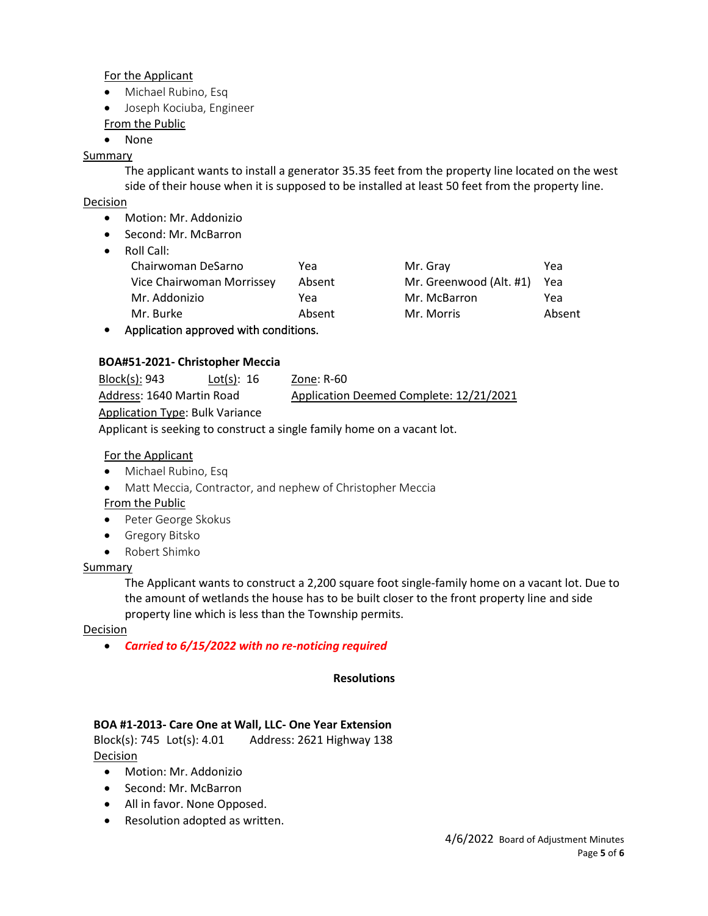For the Applicant

- Michael Rubino, Esq
- Joseph Kociuba, Engineer

From the Public

- None

Summary

The applicant wants to install a generator 35.35 feet from the property line located on the west side of their house when it is supposed to be installed at least 50 feet from the property line.

Decision

- Motion: Mr. Addonizio
- Second: Mr. McBarron
- Roll Call:

| | | | |
|---|---|---|---|
| Chairwoman DeSarno | Yea | Mr. Gray | Yea |
| Vice Chairwoman Morrissey | Absent | Mr. Greenwood (Alt. #1) | Yea |
| Mr. Addonizio | Yea | Mr. McBarron | Yea |
| Mr. Burke | Absent | Mr. Morris | Absent |

- Application approved with conditions.

**BOA#51-2021- Christopher Meccia**

Block(s): 943 Lot(s): 16 Zone: R-60

Address: 1640 Martin Road Application Deemed Complete: 12/21/2021

Application Type: Bulk Variance

Applicant is seeking to construct a single family home on a vacant lot.

For the Applicant

- Michael Rubino, Esq
- Matt Meccia, Contractor, and nephew of Christopher Meccia

From the Public

- Peter George Skokus
- Gregory Bitsko
- Robert Shimko

Summary

The Applicant wants to construct a 2,200 square foot single-family home on a vacant lot. Due to the amount of wetlands the house has to be built closer to the front property line and side property line which is less than the Township permits.

Decision

- ***Carried to 6/15/2022 with no re-noticing required***

**Resolutions**

**BOA #1-2013- Care One at Wall, LLC- One Year Extension**

Block(s): 745 Lot(s): 4.01 Address: 2621 Highway 138

Decision

- Motion: Mr. Addonizio
- Second: Mr. McBarron
- All in favor. None Opposed.
- Resolution adopted as written.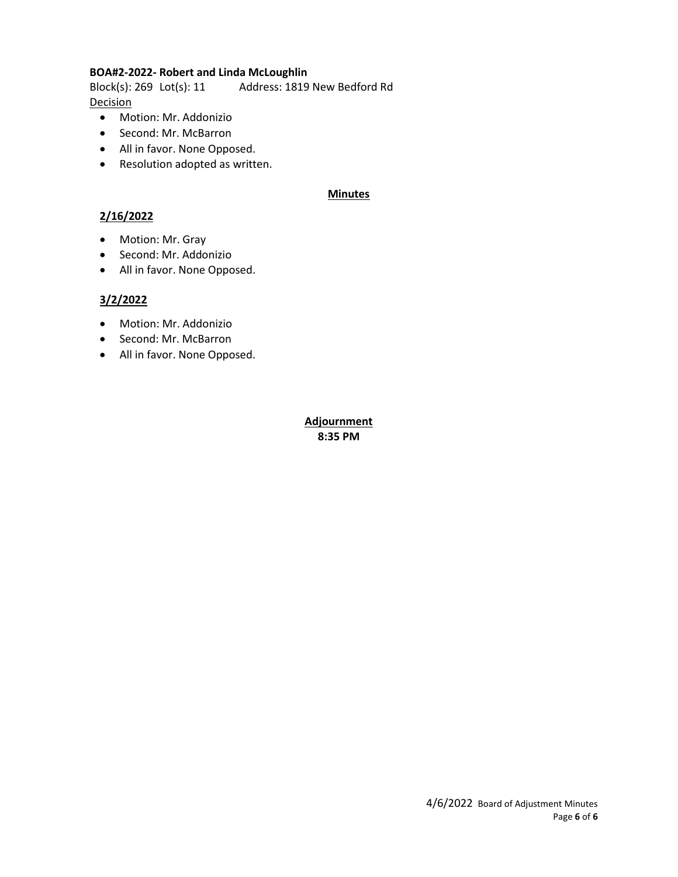**BOA#2-2022- Robert and Linda McLoughlin**

Block(s): 269 Lot(s): 11 Address: 1819 New Bedford Rd

Decision

- Motion: Mr. Addonizio
- Second: Mr. McBarron
- All in favor. None Opposed.
- Resolution adopted as written.

## Minutes

### 2/16/2022

- Motion: Mr. Gray
- Second: Mr. Addonizio
- All in favor. None Opposed.

### 3/2/2022

- Motion: Mr. Addonizio
- Second: Mr. McBarron
- All in favor. None Opposed.

## Adjournment

**8:35 PM**